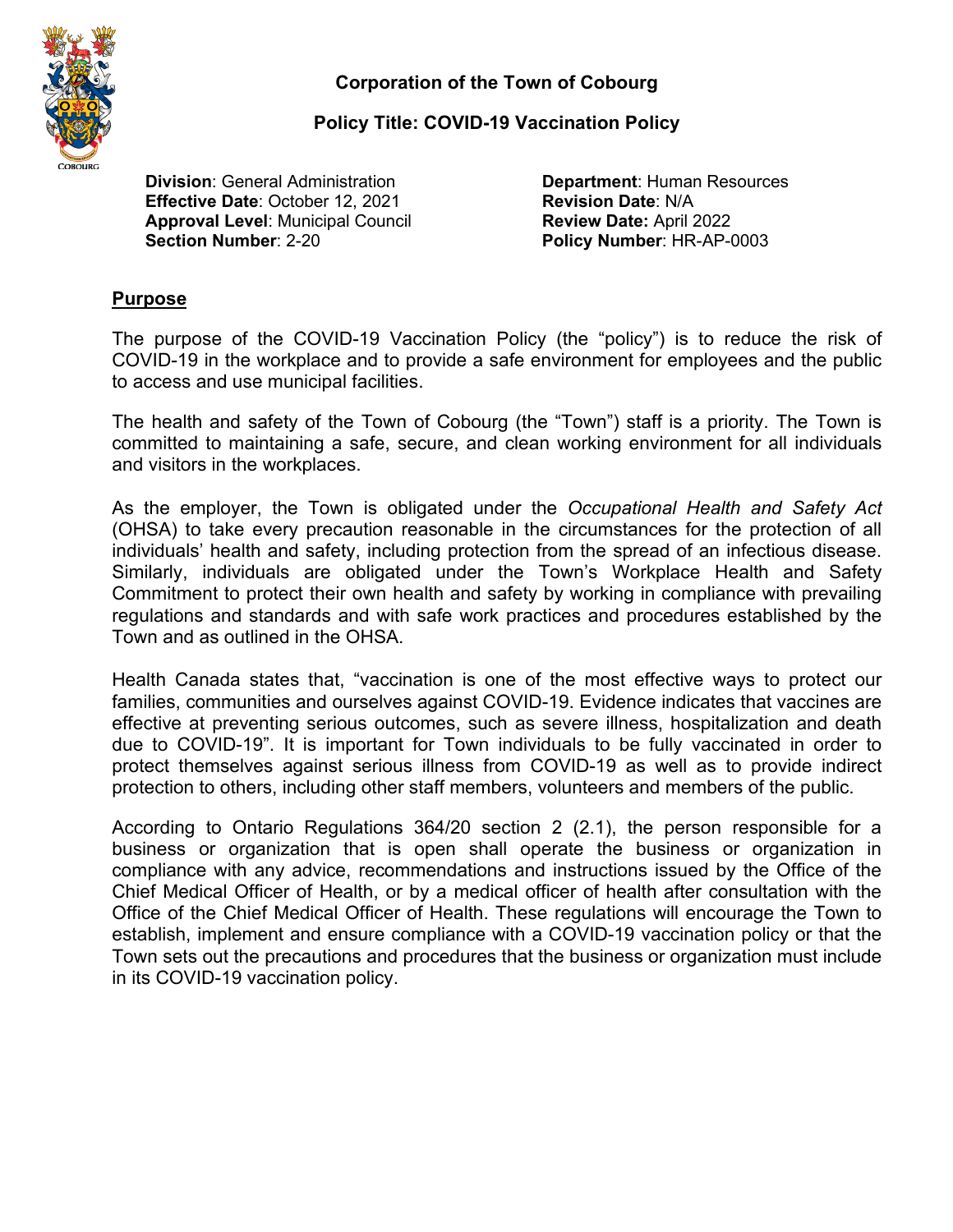**Corporation of the Town of Cobourg**

**Policy Title: COVID-19 Vaccination Policy**

**Division**: General Administration
**Effective Date**: October 12, 2021
**Approval Level**: Municipal Council
**Section Number**: 2-20

**Department**: Human Resources
**Revision Date**: N/A
**Review Date:** April 2022
**Policy Number**: HR-AP-0003

## Purpose

The purpose of the COVID-19 Vaccination Policy (the "policy") is to reduce the risk of COVID-19 in the workplace and to provide a safe environment for employees and the public to access and use municipal facilities.

The health and safety of the Town of Cobourg (the "Town") staff is a priority. The Town is committed to maintaining a safe, secure, and clean working environment for all individuals and visitors in the workplaces.

As the employer, the Town is obligated under the *Occupational Health and Safety Act* (OHSA) to take every precaution reasonable in the circumstances for the protection of all individuals' health and safety, including protection from the spread of an infectious disease. Similarly, individuals are obligated under the Town's Workplace Health and Safety Commitment to protect their own health and safety by working in compliance with prevailing regulations and standards and with safe work practices and procedures established by the Town and as outlined in the OHSA.

Health Canada states that, "vaccination is one of the most effective ways to protect our families, communities and ourselves against COVID-19. Evidence indicates that vaccines are effective at preventing serious outcomes, such as severe illness, hospitalization and death due to COVID-19". It is important for Town individuals to be fully vaccinated in order to protect themselves against serious illness from COVID-19 as well as to provide indirect protection to others, including other staff members, volunteers and members of the public.

According to Ontario Regulations 364/20 section 2 (2.1), the person responsible for a business or organization that is open shall operate the business or organization in compliance with any advice, recommendations and instructions issued by the Office of the Chief Medical Officer of Health, or by a medical officer of health after consultation with the Office of the Chief Medical Officer of Health. These regulations will encourage the Town to establish, implement and ensure compliance with a COVID-19 vaccination policy or that the Town sets out the precautions and procedures that the business or organization must include in its COVID-19 vaccination policy.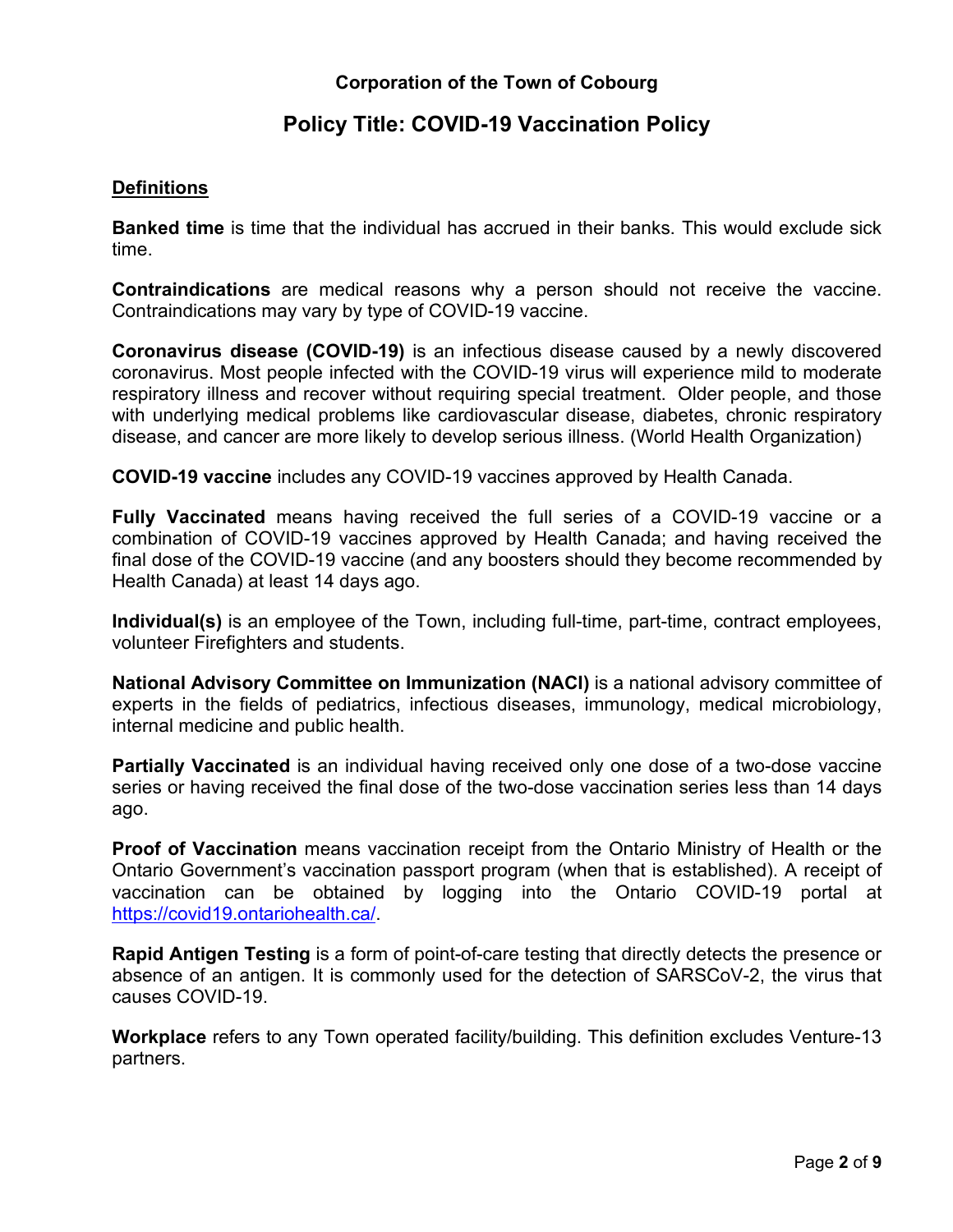**Corporation of the Town of Cobourg**

# Policy Title: COVID-19 Vaccination Policy

## Definitions

**Banked time** is time that the individual has accrued in their banks. This would exclude sick time.

**Contraindications** are medical reasons why a person should not receive the vaccine. Contraindications may vary by type of COVID-19 vaccine.

**Coronavirus disease (COVID-19)** is an infectious disease caused by a newly discovered coronavirus. Most people infected with the COVID-19 virus will experience mild to moderate respiratory illness and recover without requiring special treatment. Older people, and those with underlying medical problems like cardiovascular disease, diabetes, chronic respiratory disease, and cancer are more likely to develop serious illness. (World Health Organization)

**COVID-19 vaccine** includes any COVID-19 vaccines approved by Health Canada.

**Fully Vaccinated** means having received the full series of a COVID-19 vaccine or a combination of COVID-19 vaccines approved by Health Canada; and having received the final dose of the COVID-19 vaccine (and any boosters should they become recommended by Health Canada) at least 14 days ago.

**Individual(s)** is an employee of the Town, including full-time, part-time, contract employees, volunteer Firefighters and students.

**National Advisory Committee on Immunization (NACI)** is a national advisory committee of experts in the fields of pediatrics, infectious diseases, immunology, medical microbiology, internal medicine and public health.

**Partially Vaccinated** is an individual having received only one dose of a two-dose vaccine series or having received the final dose of the two-dose vaccination series less than 14 days ago.

**Proof of Vaccination** means vaccination receipt from the Ontario Ministry of Health or the Ontario Government's vaccination passport program (when that is established). A receipt of vaccination can be obtained by logging into the Ontario COVID-19 portal at https://covid19.ontariohealth.ca/.

**Rapid Antigen Testing** is a form of point-of-care testing that directly detects the presence or absence of an antigen. It is commonly used for the detection of SARSCoV-2, the virus that causes COVID-19.

**Workplace** refers to any Town operated facility/building. This definition excludes Venture-13 partners.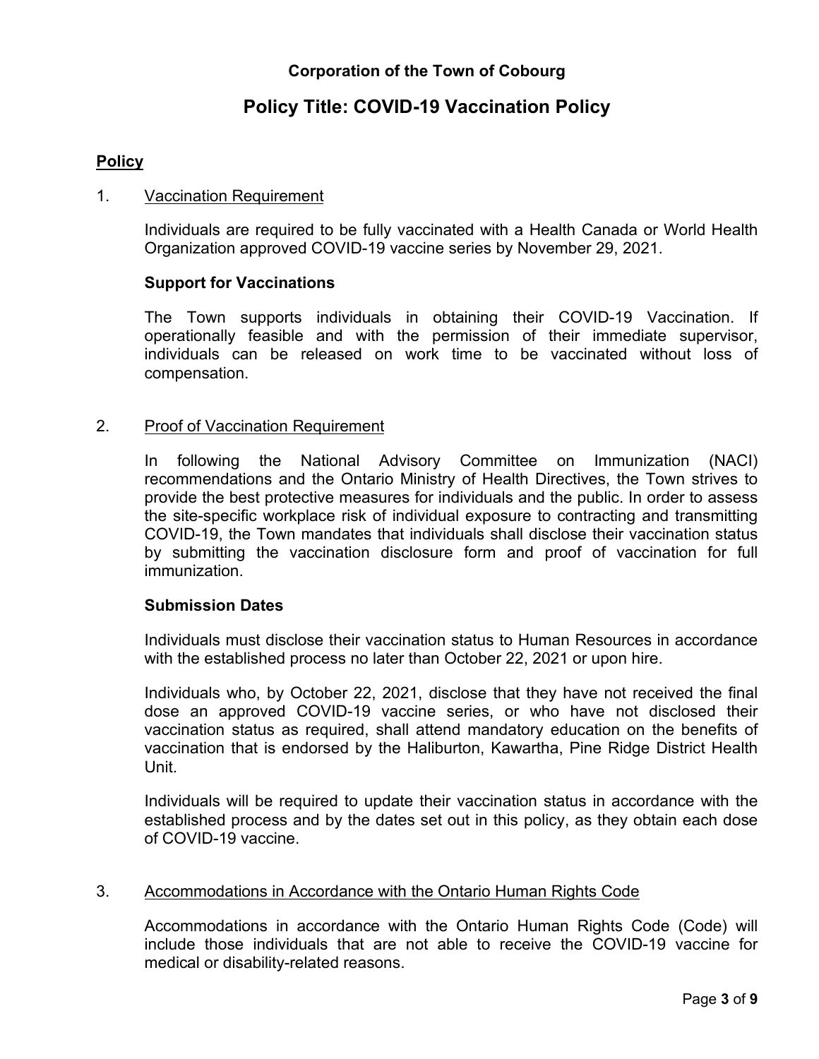**Corporation of the Town of Cobourg**

# Policy Title: COVID-19 Vaccination Policy

## Policy

1. Vaccination Requirement

   Individuals are required to be fully vaccinated with a Health Canada or World Health Organization approved COVID-19 vaccine series by November 29, 2021.

   **Support for Vaccinations**

   The Town supports individuals in obtaining their COVID-19 Vaccination. If operationally feasible and with the permission of their immediate supervisor, individuals can be released on work time to be vaccinated without loss of compensation.

2. Proof of Vaccination Requirement

   In following the National Advisory Committee on Immunization (NACI) recommendations and the Ontario Ministry of Health Directives, the Town strives to provide the best protective measures for individuals and the public. In order to assess the site-specific workplace risk of individual exposure to contracting and transmitting COVID-19, the Town mandates that individuals shall disclose their vaccination status by submitting the vaccination disclosure form and proof of vaccination for full immunization.

   **Submission Dates**

   Individuals must disclose their vaccination status to Human Resources in accordance with the established process no later than October 22, 2021 or upon hire.

   Individuals who, by October 22, 2021, disclose that they have not received the final dose an approved COVID-19 vaccine series, or who have not disclosed their vaccination status as required, shall attend mandatory education on the benefits of vaccination that is endorsed by the Haliburton, Kawartha, Pine Ridge District Health Unit.

   Individuals will be required to update their vaccination status in accordance with the established process and by the dates set out in this policy, as they obtain each dose of COVID-19 vaccine.

3. Accommodations in Accordance with the Ontario Human Rights Code

   Accommodations in accordance with the Ontario Human Rights Code (Code) will include those individuals that are not able to receive the COVID-19 vaccine for medical or disability-related reasons.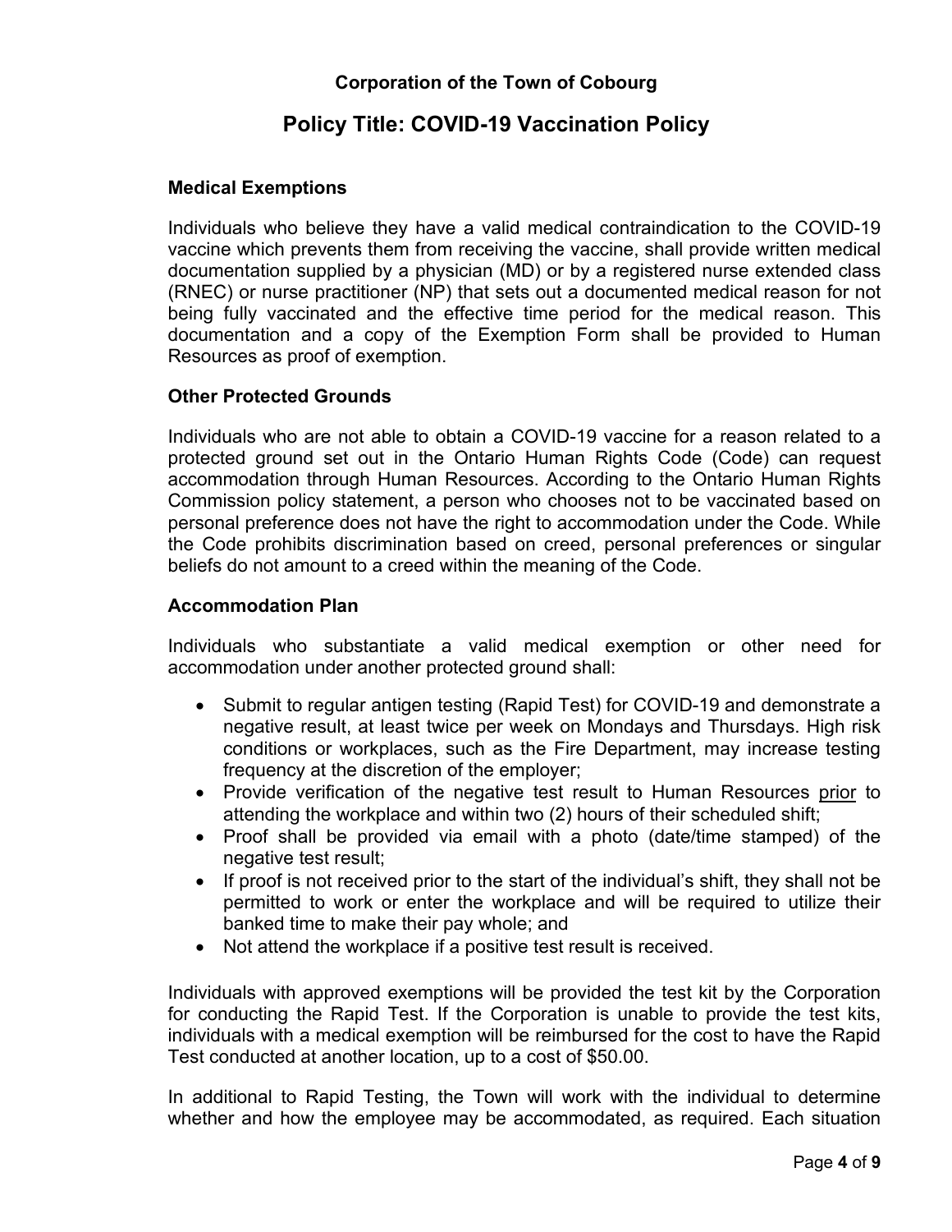**Corporation of the Town of Cobourg**

# Policy Title: COVID-19 Vaccination Policy

### Medical Exemptions

Individuals who believe they have a valid medical contraindication to the COVID-19 vaccine which prevents them from receiving the vaccine, shall provide written medical documentation supplied by a physician (MD) or by a registered nurse extended class (RNEC) or nurse practitioner (NP) that sets out a documented medical reason for not being fully vaccinated and the effective time period for the medical reason. This documentation and a copy of the Exemption Form shall be provided to Human Resources as proof of exemption.

### Other Protected Grounds

Individuals who are not able to obtain a COVID-19 vaccine for a reason related to a protected ground set out in the Ontario Human Rights Code (Code) can request accommodation through Human Resources. According to the Ontario Human Rights Commission policy statement, a person who chooses not to be vaccinated based on personal preference does not have the right to accommodation under the Code. While the Code prohibits discrimination based on creed, personal preferences or singular beliefs do not amount to a creed within the meaning of the Code.

### Accommodation Plan

Individuals who substantiate a valid medical exemption or other need for accommodation under another protected ground shall:

- Submit to regular antigen testing (Rapid Test) for COVID-19 and demonstrate a negative result, at least twice per week on Mondays and Thursdays. High risk conditions or workplaces, such as the Fire Department, may increase testing frequency at the discretion of the employer;
- Provide verification of the negative test result to Human Resources prior to attending the workplace and within two (2) hours of their scheduled shift;
- Proof shall be provided via email with a photo (date/time stamped) of the negative test result;
- If proof is not received prior to the start of the individual's shift, they shall not be permitted to work or enter the workplace and will be required to utilize their banked time to make their pay whole; and
- Not attend the workplace if a positive test result is received.

Individuals with approved exemptions will be provided the test kit by the Corporation for conducting the Rapid Test. If the Corporation is unable to provide the test kits, individuals with a medical exemption will be reimbursed for the cost to have the Rapid Test conducted at another location, up to a cost of $50.00.

In additional to Rapid Testing, the Town will work with the individual to determine whether and how the employee may be accommodated, as required. Each situation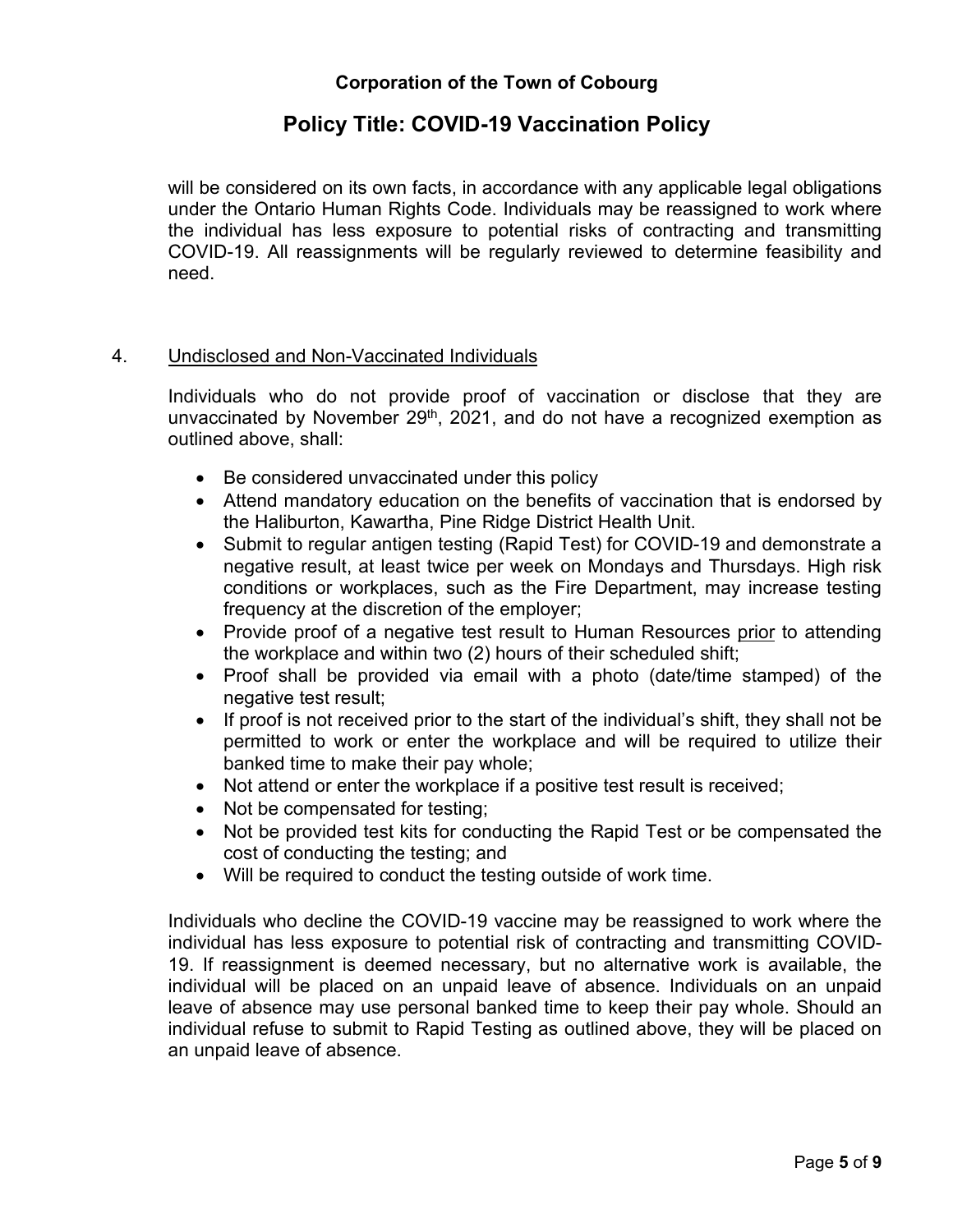will be considered on its own facts, in accordance with any applicable legal obligations under the Ontario Human Rights Code. Individuals may be reassigned to work where the individual has less exposure to potential risks of contracting and transmitting COVID-19. All reassignments will be regularly reviewed to determine feasibility and need.

4. Undisclosed and Non-Vaccinated Individuals

Individuals who do not provide proof of vaccination or disclose that they are unvaccinated by November 29th, 2021, and do not have a recognized exemption as outlined above, shall:

- Be considered unvaccinated under this policy
- Attend mandatory education on the benefits of vaccination that is endorsed by the Haliburton, Kawartha, Pine Ridge District Health Unit.
- Submit to regular antigen testing (Rapid Test) for COVID-19 and demonstrate a negative result, at least twice per week on Mondays and Thursdays. High risk conditions or workplaces, such as the Fire Department, may increase testing frequency at the discretion of the employer;
- Provide proof of a negative test result to Human Resources prior to attending the workplace and within two (2) hours of their scheduled shift;
- Proof shall be provided via email with a photo (date/time stamped) of the negative test result;
- If proof is not received prior to the start of the individual's shift, they shall not be permitted to work or enter the workplace and will be required to utilize their banked time to make their pay whole;
- Not attend or enter the workplace if a positive test result is received;
- Not be compensated for testing;
- Not be provided test kits for conducting the Rapid Test or be compensated the cost of conducting the testing; and
- Will be required to conduct the testing outside of work time.

Individuals who decline the COVID-19 vaccine may be reassigned to work where the individual has less exposure to potential risk of contracting and transmitting COVID-19. If reassignment is deemed necessary, but no alternative work is available, the individual will be placed on an unpaid leave of absence. Individuals on an unpaid leave of absence may use personal banked time to keep their pay whole. Should an individual refuse to submit to Rapid Testing as outlined above, they will be placed on an unpaid leave of absence.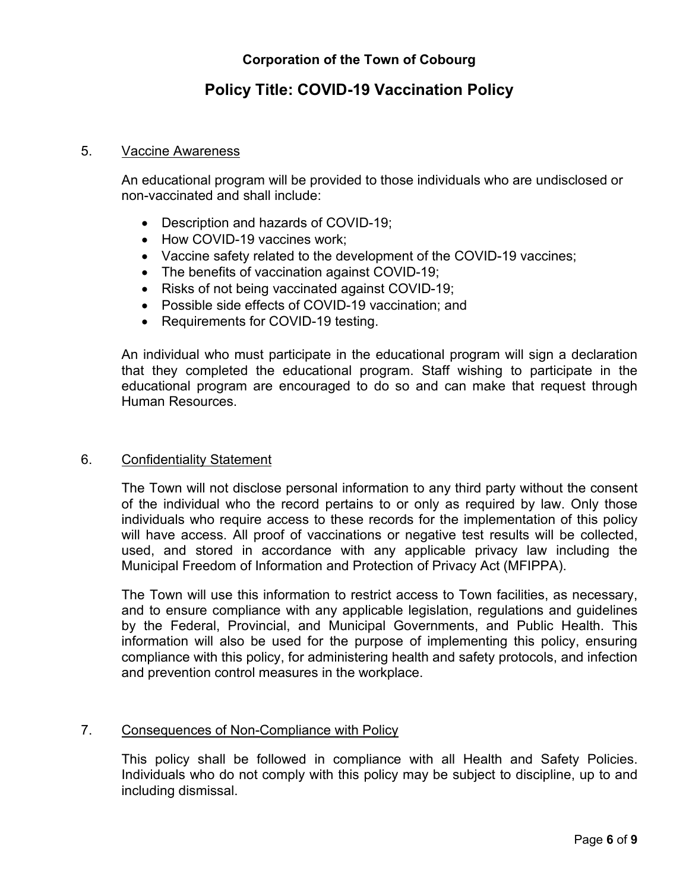## 5. Vaccine Awareness

An educational program will be provided to those individuals who are undisclosed or non-vaccinated and shall include:

- Description and hazards of COVID-19;
- How COVID-19 vaccines work;
- Vaccine safety related to the development of the COVID-19 vaccines;
- The benefits of vaccination against COVID-19;
- Risks of not being vaccinated against COVID-19;
- Possible side effects of COVID-19 vaccination; and
- Requirements for COVID-19 testing.

An individual who must participate in the educational program will sign a declaration that they completed the educational program. Staff wishing to participate in the educational program are encouraged to do so and can make that request through Human Resources.

## 6. Confidentiality Statement

The Town will not disclose personal information to any third party without the consent of the individual who the record pertains to or only as required by law. Only those individuals who require access to these records for the implementation of this policy will have access. All proof of vaccinations or negative test results will be collected, used, and stored in accordance with any applicable privacy law including the Municipal Freedom of Information and Protection of Privacy Act (MFIPPA).

The Town will use this information to restrict access to Town facilities, as necessary, and to ensure compliance with any applicable legislation, regulations and guidelines by the Federal, Provincial, and Municipal Governments, and Public Health. This information will also be used for the purpose of implementing this policy, ensuring compliance with this policy, for administering health and safety protocols, and infection and prevention control measures in the workplace.

## 7. Consequences of Non-Compliance with Policy

This policy shall be followed in compliance with all Health and Safety Policies. Individuals who do not comply with this policy may be subject to discipline, up to and including dismissal.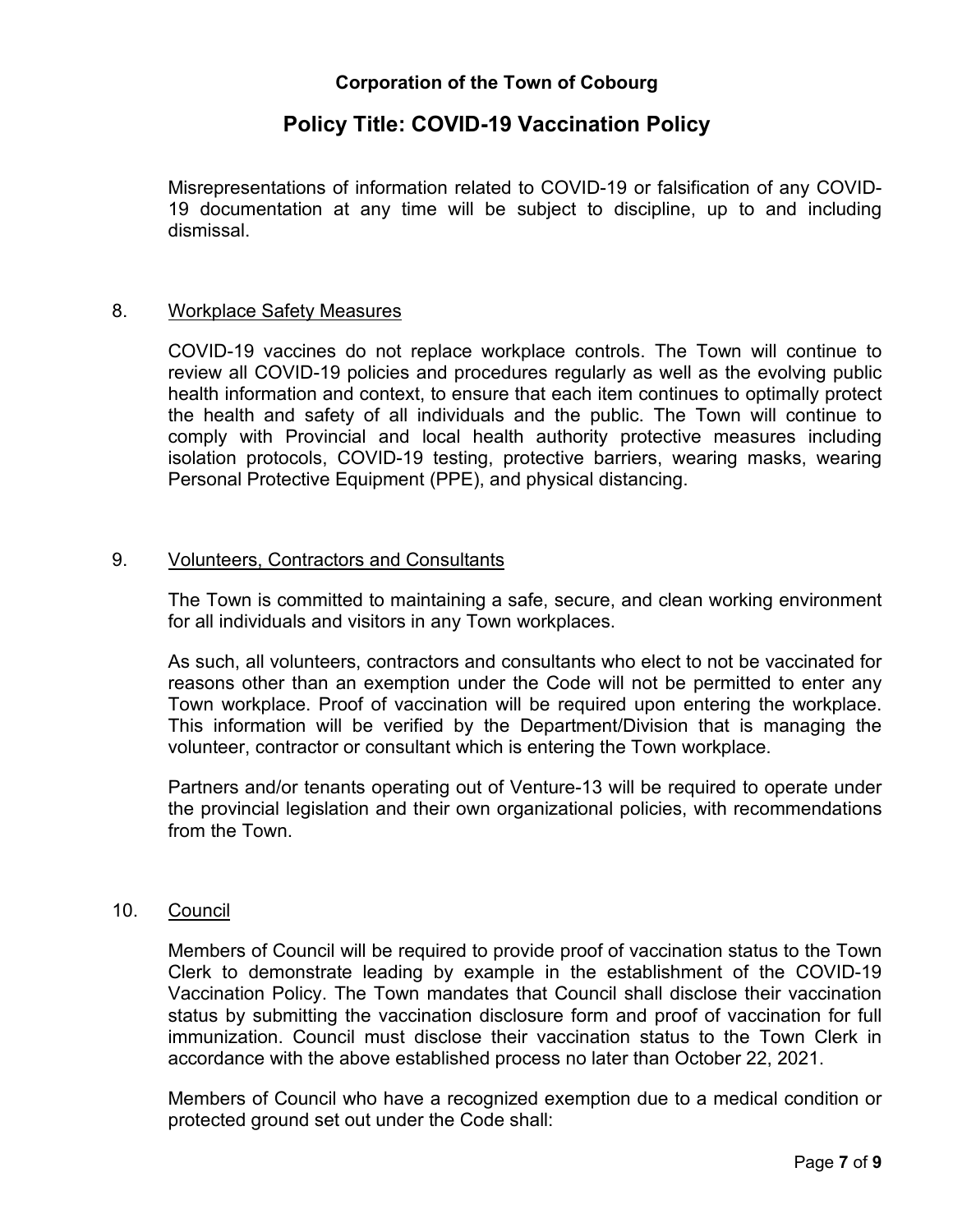Misrepresentations of information related to COVID-19 or falsification of any COVID-19 documentation at any time will be subject to discipline, up to and including dismissal.

## 8. Workplace Safety Measures

COVID-19 vaccines do not replace workplace controls. The Town will continue to review all COVID-19 policies and procedures regularly as well as the evolving public health information and context, to ensure that each item continues to optimally protect the health and safety of all individuals and the public. The Town will continue to comply with Provincial and local health authority protective measures including isolation protocols, COVID-19 testing, protective barriers, wearing masks, wearing Personal Protective Equipment (PPE), and physical distancing.

## 9. Volunteers, Contractors and Consultants

The Town is committed to maintaining a safe, secure, and clean working environment for all individuals and visitors in any Town workplaces.

As such, all volunteers, contractors and consultants who elect to not be vaccinated for reasons other than an exemption under the Code will not be permitted to enter any Town workplace. Proof of vaccination will be required upon entering the workplace. This information will be verified by the Department/Division that is managing the volunteer, contractor or consultant which is entering the Town workplace.

Partners and/or tenants operating out of Venture-13 will be required to operate under the provincial legislation and their own organizational policies, with recommendations from the Town.

## 10. Council

Members of Council will be required to provide proof of vaccination status to the Town Clerk to demonstrate leading by example in the establishment of the COVID-19 Vaccination Policy. The Town mandates that Council shall disclose their vaccination status by submitting the vaccination disclosure form and proof of vaccination for full immunization. Council must disclose their vaccination status to the Town Clerk in accordance with the above established process no later than October 22, 2021.

Members of Council who have a recognized exemption due to a medical condition or protected ground set out under the Code shall: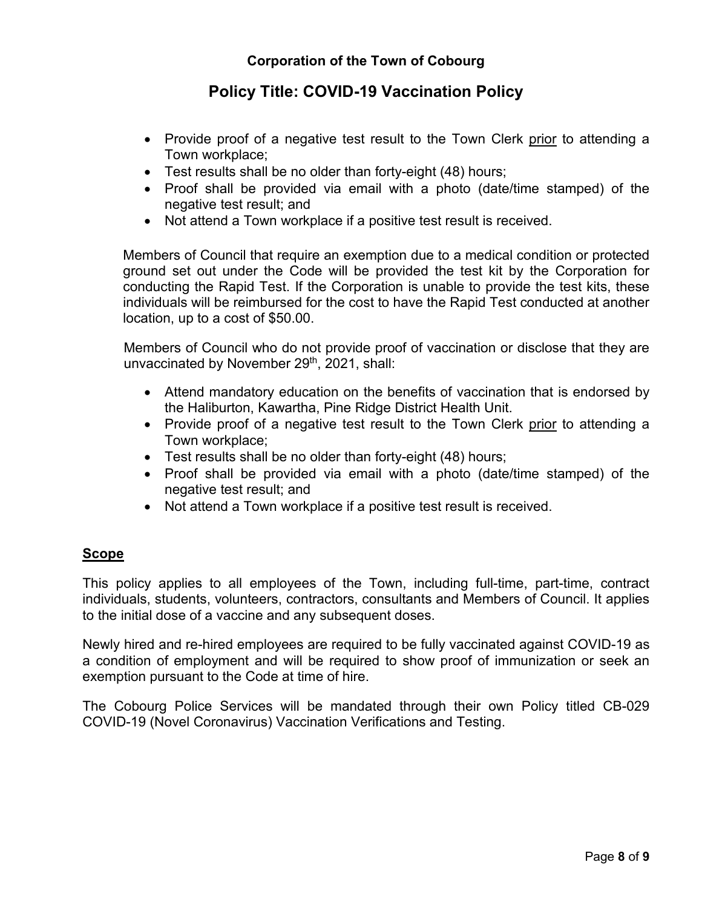- Provide proof of a negative test result to the Town Clerk <u>prior</u> to attending a Town workplace;
- Test results shall be no older than forty-eight (48) hours;
- Proof shall be provided via email with a photo (date/time stamped) of the negative test result; and
- Not attend a Town workplace if a positive test result is received.

Members of Council that require an exemption due to a medical condition or protected ground set out under the Code will be provided the test kit by the Corporation for conducting the Rapid Test. If the Corporation is unable to provide the test kits, these individuals will be reimbursed for the cost to have the Rapid Test conducted at another location, up to a cost of $50.00.

Members of Council who do not provide proof of vaccination or disclose that they are unvaccinated by November 29th, 2021, shall:

- Attend mandatory education on the benefits of vaccination that is endorsed by the Haliburton, Kawartha, Pine Ridge District Health Unit.
- Provide proof of a negative test result to the Town Clerk <u>prior</u> to attending a Town workplace;
- Test results shall be no older than forty-eight (48) hours;
- Proof shall be provided via email with a photo (date/time stamped) of the negative test result; and
- Not attend a Town workplace if a positive test result is received.

## Scope

This policy applies to all employees of the Town, including full-time, part-time, contract individuals, students, volunteers, contractors, consultants and Members of Council. It applies to the initial dose of a vaccine and any subsequent doses.

Newly hired and re-hired employees are required to be fully vaccinated against COVID-19 as a condition of employment and will be required to show proof of immunization or seek an exemption pursuant to the Code at time of hire.

The Cobourg Police Services will be mandated through their own Policy titled CB-029 COVID-19 (Novel Coronavirus) Vaccination Verifications and Testing.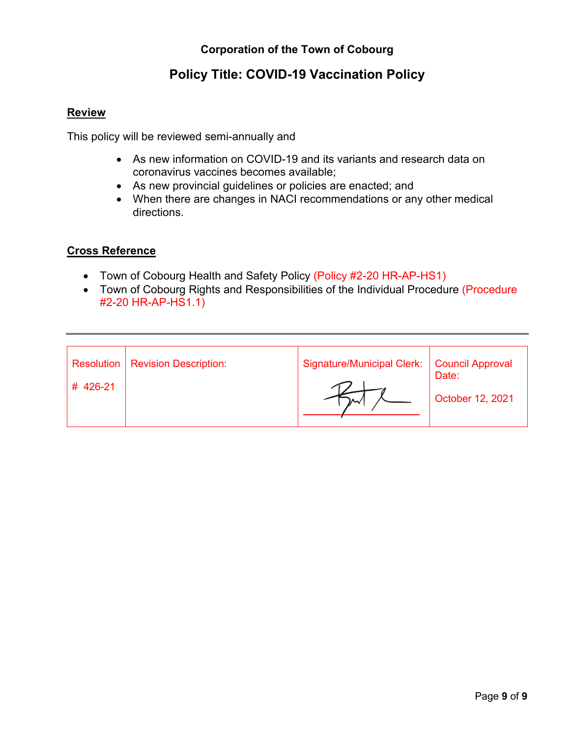**Corporation of the Town of Cobourg**

## Policy Title: COVID-19 Vaccination Policy

### Review

This policy will be reviewed semi-annually and

- As new information on COVID-19 and its variants and research data on coronavirus vaccines becomes available;
- As new provincial guidelines or policies are enacted; and
- When there are changes in NACI recommendations or any other medical directions.

### Cross Reference

- Town of Cobourg Health and Safety Policy (Policy #2-20 HR-AP-HS1)
- Town of Cobourg Rights and Responsibilities of the Individual Procedure (Procedure #2-20 HR-AP-HS1.1)

| Resolution # 426-21 | Revision Description: | Signature/Municipal Clerk: | Council Approval Date: October 12, 2021 |
| --- | --- | --- | --- |